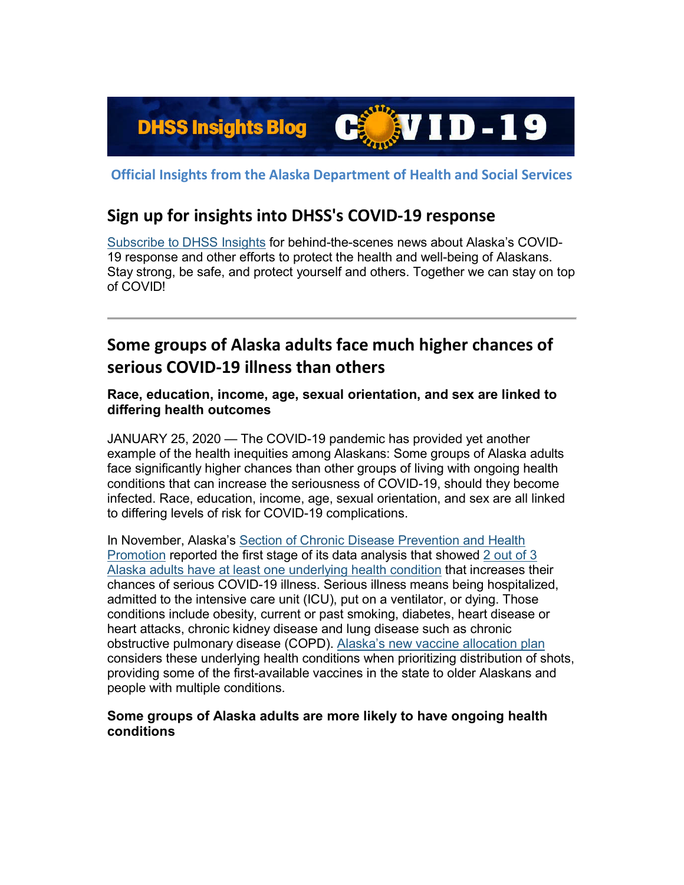DHSS Insights Blog COVID-19

**Official Insights from the Alaska Department of Health and Social Services**

## Sign up for insights into DHSS's COVID-19 response

Subscribe to DHSS Insights for behind-the-scenes news about Alaska's COVID-19 response and other efforts to protect the health and well-being of Alaskans. Stay strong, be safe, and protect yourself and others. Together we can stay on top of COVID!

---

# Some groups of Alaska adults face much higher chances of serious COVID-19 illness than others

### Race, education, income, age, sexual orientation, and sex are linked to differing health outcomes

JANUARY 25, 2020 — The COVID-19 pandemic has provided yet another example of the health inequities among Alaskans: Some groups of Alaska adults face significantly higher chances than other groups of living with ongoing health conditions that can increase the seriousness of COVID-19, should they become infected. Race, education, income, age, sexual orientation, and sex are all linked to differing levels of risk for COVID-19 complications.

In November, Alaska's Section of Chronic Disease Prevention and Health Promotion reported the first stage of its data analysis that showed 2 out of 3 Alaska adults have at least one underlying health condition that increases their chances of serious COVID-19 illness. Serious illness means being hospitalized, admitted to the intensive care unit (ICU), put on a ventilator, or dying. Those conditions include obesity, current or past smoking, diabetes, heart disease or heart attacks, chronic kidney disease and lung disease such as chronic obstructive pulmonary disease (COPD). Alaska's new vaccine allocation plan considers these underlying health conditions when prioritizing distribution of shots, providing some of the first-available vaccines in the state to older Alaskans and people with multiple conditions.

### Some groups of Alaska adults are more likely to have ongoing health conditions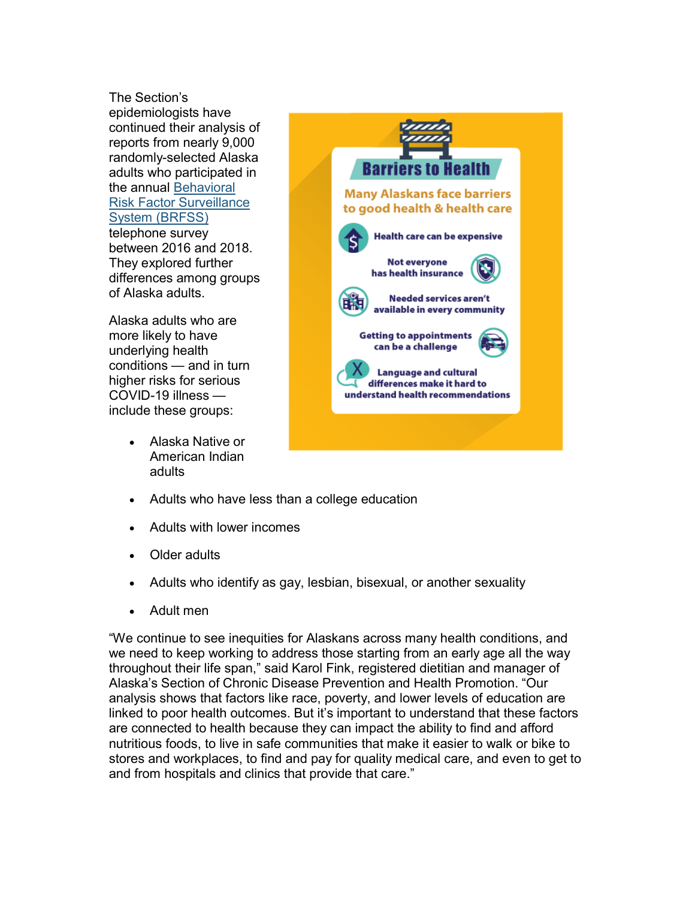The Section's epidemiologists have continued their analysis of reports from nearly 9,000 randomly-selected Alaska adults who participated in the annual [Behavioral Risk Factor Surveillance System (BRFSS)] telephone survey between 2016 and 2018. They explored further differences among groups of Alaska adults.

**Barriers to Health**

**Many Alaskans face barriers to good health & health care**

- Health care can be expensive
- Not everyone has health insurance
- Needed services aren't available in every community
- Getting to appointments can be a challenge
- Language and cultural differences make it hard to understand health recommendations

Alaska adults who are more likely to have underlying health conditions — and in turn higher risks for serious COVID-19 illness — include these groups:

- Alaska Native or American Indian adults
- Adults who have less than a college education
- Adults with lower incomes
- Older adults
- Adults who identify as gay, lesbian, bisexual, or another sexuality
- Adult men

"We continue to see inequities for Alaskans across many health conditions, and we need to keep working to address those starting from an early age all the way throughout their life span," said Karol Fink, registered dietitian and manager of Alaska's Section of Chronic Disease Prevention and Health Promotion. "Our analysis shows that factors like race, poverty, and lower levels of education are linked to poor health outcomes. But it's important to understand that these factors are connected to health because they can impact the ability to find and afford nutritious foods, to live in safe communities that make it easier to walk or bike to stores and workplaces, to find and pay for quality medical care, and even to get to and from hospitals and clinics that provide that care."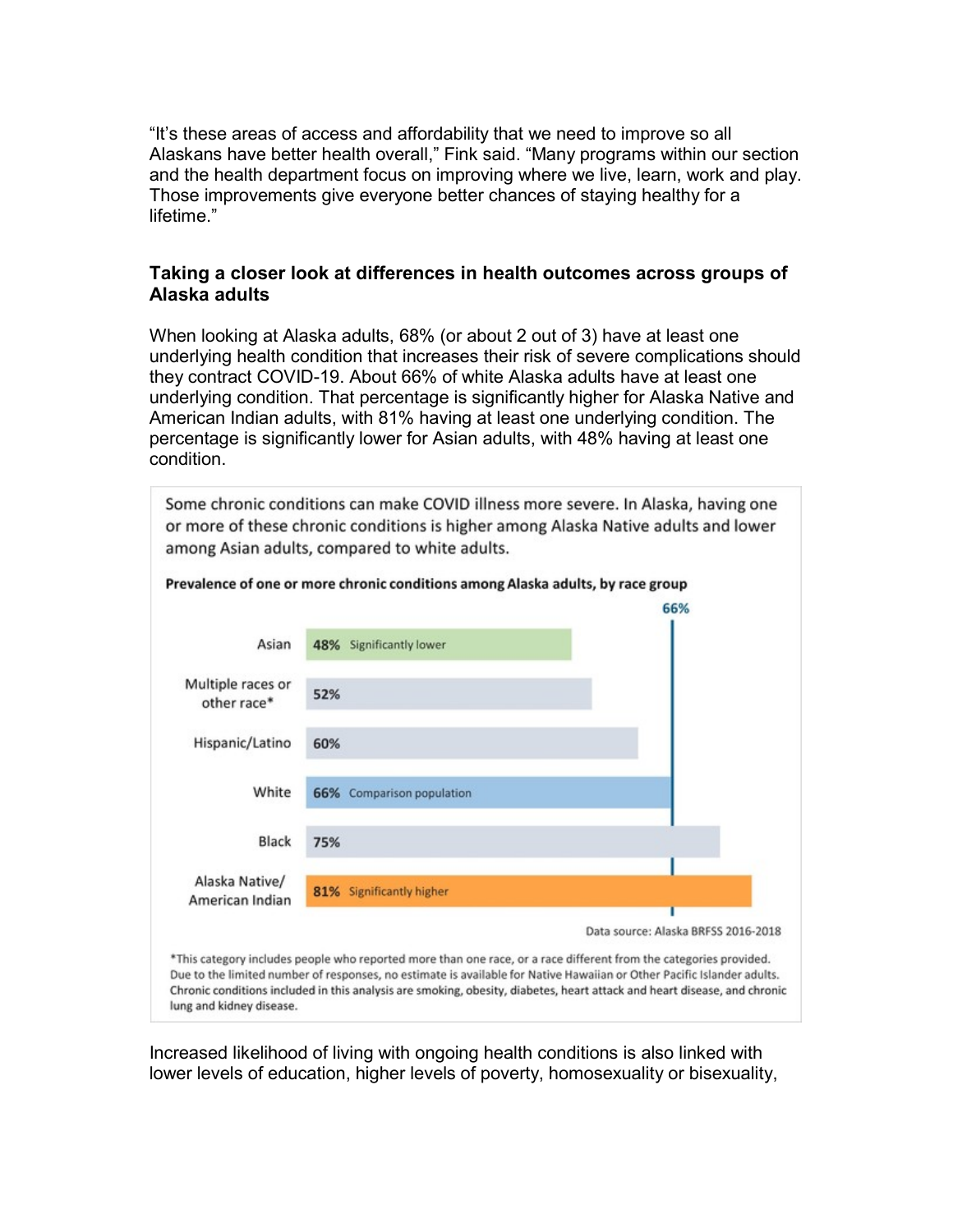"It's these areas of access and affordability that we need to improve so all Alaskans have better health overall," Fink said. "Many programs within our section and the health department focus on improving where we live, learn, work and play. Those improvements give everyone better chances of staying healthy for a lifetime."

### Taking a closer look at differences in health outcomes across groups of Alaska adults

When looking at Alaska adults, 68% (or about 2 out of 3) have at least one underlying health condition that increases their risk of severe complications should they contract COVID-19. About 66% of white Alaska adults have at least one underlying condition. That percentage is significantly higher for Alaska Native and American Indian adults, with 81% having at least one underlying condition. The percentage is significantly lower for Asian adults, with 48% having at least one condition.

Some chronic conditions can make COVID illness more severe. In Alaska, having one or more of these chronic conditions is higher among Alaska Native adults and lower among Asian adults, compared to white adults.

**Prevalence of one or more chronic conditions among Alaska adults, by race group**

| Race group | Prevalence | Note |
|---|---|---|
| Asian | 48% | Significantly lower |
| Multiple races or other race* | 52% | |
| Hispanic/Latino | 60% | |
| White | 66% | Comparison population |
| Black | 75% | |
| Alaska Native/ American Indian | 81% | Significantly higher |

Data source: Alaska BRFSS 2016-2018

*This category includes people who reported more than one race, or a race different from the categories provided. Due to the limited number of responses, no estimate is available for Native Hawaiian or Other Pacific Islander adults. Chronic conditions included in this analysis are smoking, obesity, diabetes, heart attack and heart disease, and chronic lung and kidney disease.

Increased likelihood of living with ongoing health conditions is also linked with lower levels of education, higher levels of poverty, homosexuality or bisexuality,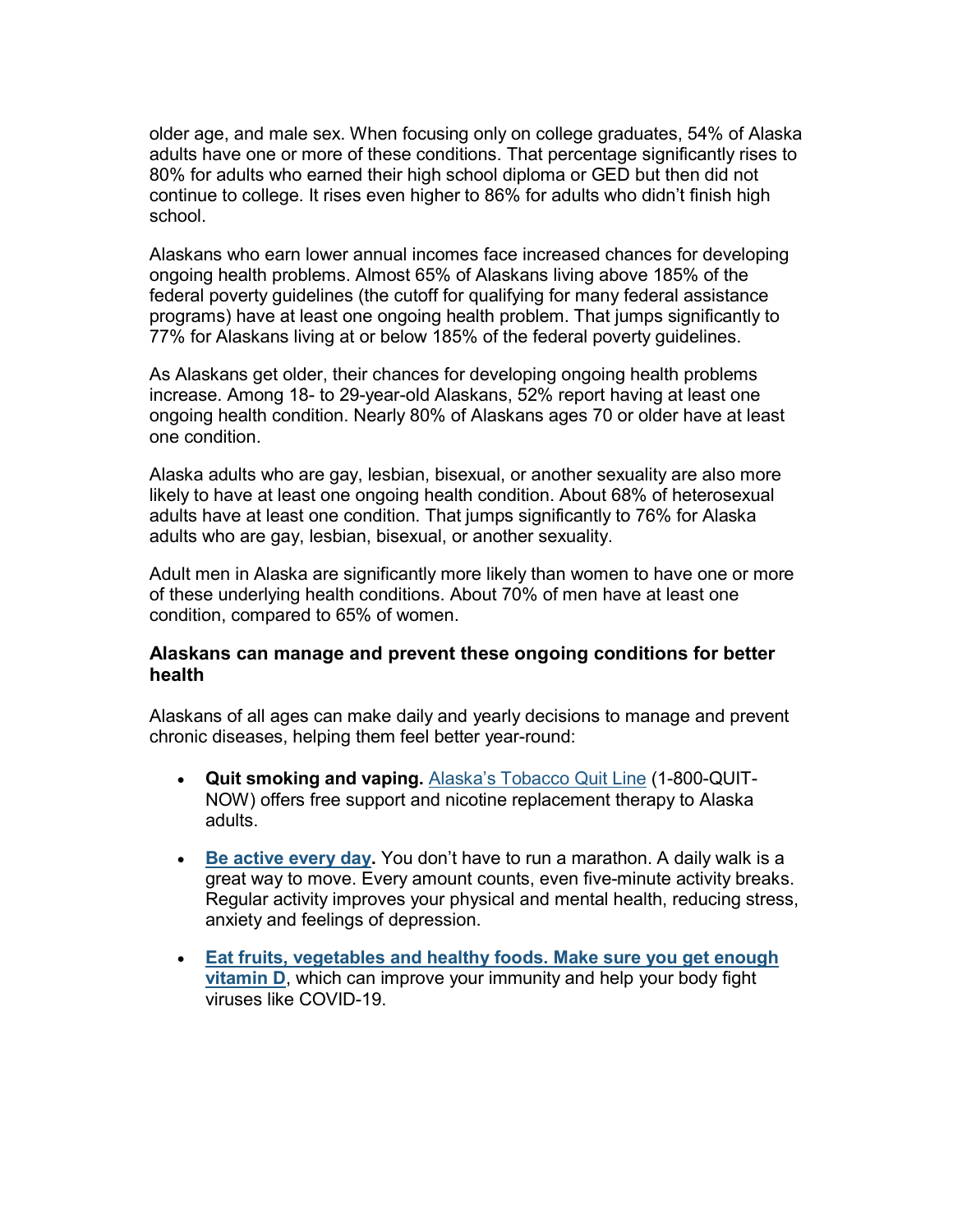older age, and male sex. When focusing only on college graduates, 54% of Alaska adults have one or more of these conditions. That percentage significantly rises to 80% for adults who earned their high school diploma or GED but then did not continue to college. It rises even higher to 86% for adults who didn't finish high school.

Alaskans who earn lower annual incomes face increased chances for developing ongoing health problems. Almost 65% of Alaskans living above 185% of the federal poverty guidelines (the cutoff for qualifying for many federal assistance programs) have at least one ongoing health problem. That jumps significantly to 77% for Alaskans living at or below 185% of the federal poverty guidelines.

As Alaskans get older, their chances for developing ongoing health problems increase. Among 18- to 29-year-old Alaskans, 52% report having at least one ongoing health condition. Nearly 80% of Alaskans ages 70 or older have at least one condition.

Alaska adults who are gay, lesbian, bisexual, or another sexuality are also more likely to have at least one ongoing health condition. About 68% of heterosexual adults have at least one condition. That jumps significantly to 76% for Alaska adults who are gay, lesbian, bisexual, or another sexuality.

Adult men in Alaska are significantly more likely than women to have one or more of these underlying health conditions. About 70% of men have at least one condition, compared to 65% of women.

### Alaskans can manage and prevent these ongoing conditions for better health

Alaskans of all ages can make daily and yearly decisions to manage and prevent chronic diseases, helping them feel better year-round:

- **Quit smoking and vaping.** Alaska's Tobacco Quit Line (1-800-QUIT-NOW) offers free support and nicotine replacement therapy to Alaska adults.
- **Be active every day.** You don't have to run a marathon. A daily walk is a great way to move. Every amount counts, even five-minute activity breaks. Regular activity improves your physical and mental health, reducing stress, anxiety and feelings of depression.
- **Eat fruits, vegetables and healthy foods. Make sure you get enough vitamin D**, which can improve your immunity and help your body fight viruses like COVID-19.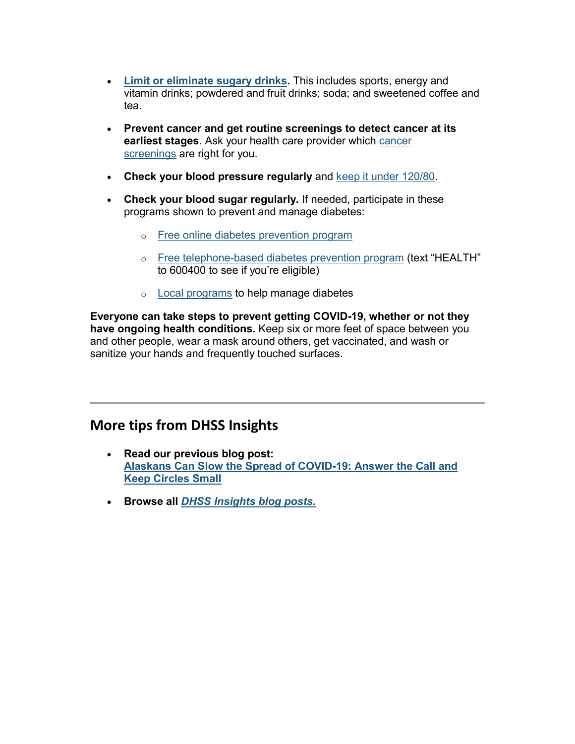- **Limit or eliminate sugary drinks.** This includes sports, energy and vitamin drinks; powdered and fruit drinks; soda; and sweetened coffee and tea.

- **Prevent cancer and get routine screenings to detect cancer at its earliest stages**. Ask your health care provider which cancer screenings are right for you.

- **Check your blood pressure regularly** and keep it under 120/80.

- **Check your blood sugar regularly.** If needed, participate in these programs shown to prevent and manage diabetes:

    - Free online diabetes prevention program

    - Free telephone-based diabetes prevention program (text "HEALTH" to 600400 to see if you're eligible)

    - Local programs to help manage diabetes

**Everyone can take steps to prevent getting COVID-19, whether or not they have ongoing health conditions.** Keep six or more feet of space between you and other people, wear a mask around others, get vaccinated, and wash or sanitize your hands and frequently touched surfaces.

---

## More tips from DHSS Insights

- **Read our previous blog post:** **Alaskans Can Slow the Spread of COVID-19: Answer the Call and Keep Circles Small**

- **Browse all *DHSS Insights blog posts.***